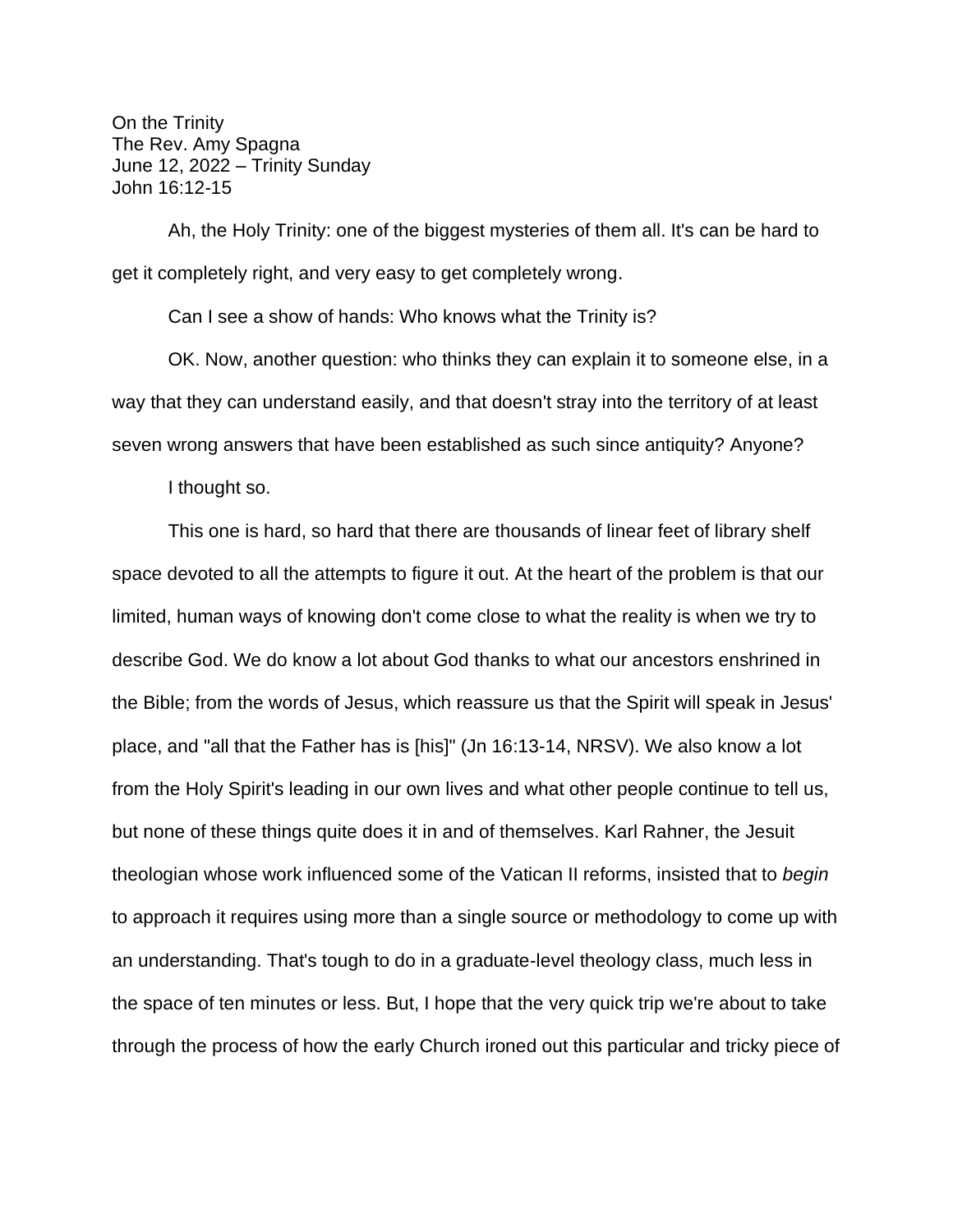On the Trinity
The Rev. Amy Spagna
June 12, 2022 – Trinity Sunday
John 16:12-15

Ah, the Holy Trinity: one of the biggest mysteries of them all. It's can be hard to get it completely right, and very easy to get completely wrong.

Can I see a show of hands: Who knows what the Trinity is?

OK. Now, another question: who thinks they can explain it to someone else, in a way that they can understand easily, and that doesn't stray into the territory of at least seven wrong answers that have been established as such since antiquity? Anyone?

I thought so.

This one is hard, so hard that there are thousands of linear feet of library shelf space devoted to all the attempts to figure it out. At the heart of the problem is that our limited, human ways of knowing don't come close to what the reality is when we try to describe God. We do know a lot about God thanks to what our ancestors enshrined in the Bible; from the words of Jesus, which reassure us that the Spirit will speak in Jesus' place, and "all that the Father has is [his]" (Jn 16:13-14, NRSV). We also know a lot from the Holy Spirit's leading in our own lives and what other people continue to tell us, but none of these things quite does it in and of themselves. Karl Rahner, the Jesuit theologian whose work influenced some of the Vatican II reforms, insisted that to *begin* to approach it requires using more than a single source or methodology to come up with an understanding. That's tough to do in a graduate-level theology class, much less in the space of ten minutes or less. But, I hope that the very quick trip we're about to take through the process of how the early Church ironed out this particular and tricky piece of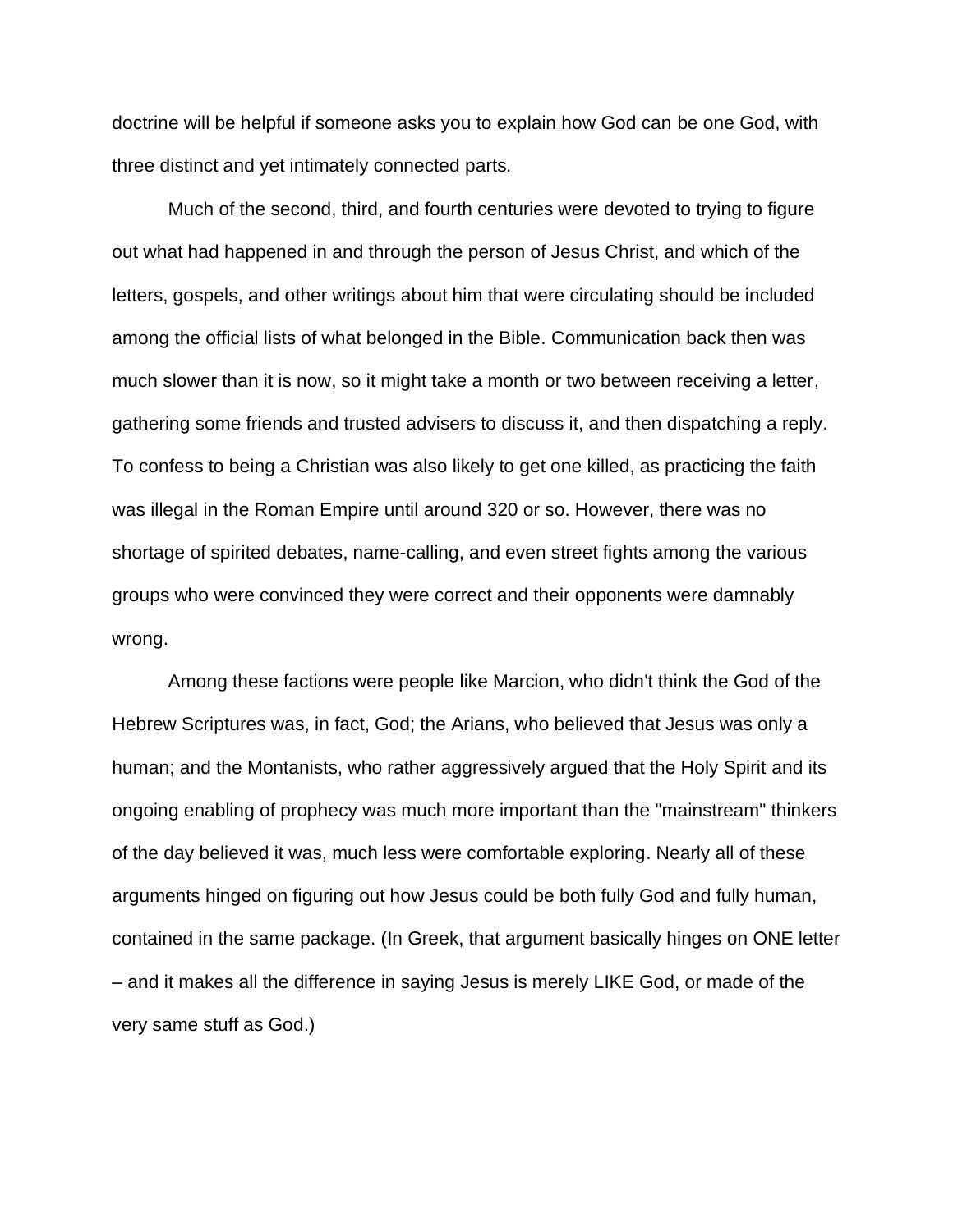doctrine will be helpful if someone asks you to explain how God can be one God, with three distinct and yet intimately connected parts.

Much of the second, third, and fourth centuries were devoted to trying to figure out what had happened in and through the person of Jesus Christ, and which of the letters, gospels, and other writings about him that were circulating should be included among the official lists of what belonged in the Bible. Communication back then was much slower than it is now, so it might take a month or two between receiving a letter, gathering some friends and trusted advisers to discuss it, and then dispatching a reply. To confess to being a Christian was also likely to get one killed, as practicing the faith was illegal in the Roman Empire until around 320 or so. However, there was no shortage of spirited debates, name-calling, and even street fights among the various groups who were convinced they were correct and their opponents were damnably wrong.

Among these factions were people like Marcion, who didn't think the God of the Hebrew Scriptures was, in fact, God; the Arians, who believed that Jesus was only a human; and the Montanists, who rather aggressively argued that the Holy Spirit and its ongoing enabling of prophecy was much more important than the "mainstream" thinkers of the day believed it was, much less were comfortable exploring. Nearly all of these arguments hinged on figuring out how Jesus could be both fully God and fully human, contained in the same package. (In Greek, that argument basically hinges on ONE letter – and it makes all the difference in saying Jesus is merely LIKE God, or made of the very same stuff as God.)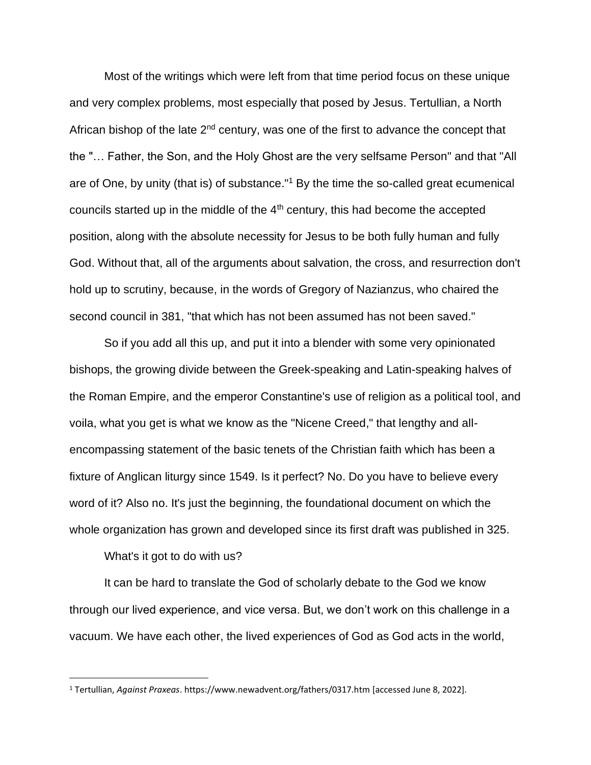Most of the writings which were left from that time period focus on these unique and very complex problems, most especially that posed by Jesus. Tertullian, a North African bishop of the late 2nd century, was one of the first to advance the concept that the "… Father, the Son, and the Holy Ghost are the very selfsame Person" and that "All are of One, by unity (that is) of substance."[1] By the time the so-called great ecumenical councils started up in the middle of the 4th century, this had become the accepted position, along with the absolute necessity for Jesus to be both fully human and fully God. Without that, all of the arguments about salvation, the cross, and resurrection don't hold up to scrutiny, because, in the words of Gregory of Nazianzus, who chaired the second council in 381, "that which has not been assumed has not been saved."

So if you add all this up, and put it into a blender with some very opinionated bishops, the growing divide between the Greek-speaking and Latin-speaking halves of the Roman Empire, and the emperor Constantine's use of religion as a political tool, and voila, what you get is what we know as the "Nicene Creed," that lengthy and all-encompassing statement of the basic tenets of the Christian faith which has been a fixture of Anglican liturgy since 1549. Is it perfect? No. Do you have to believe every word of it? Also no. It's just the beginning, the foundational document on which the whole organization has grown and developed since its first draft was published in 325.

What's it got to do with us?

It can be hard to translate the God of scholarly debate to the God we know through our lived experience, and vice versa. But, we don't work on this challenge in a vacuum. We have each other, the lived experiences of God as God acts in the world,

---

[1] Tertullian, *Against Praxeas*. https://www.newadvent.org/fathers/0317.htm [accessed June 8, 2022].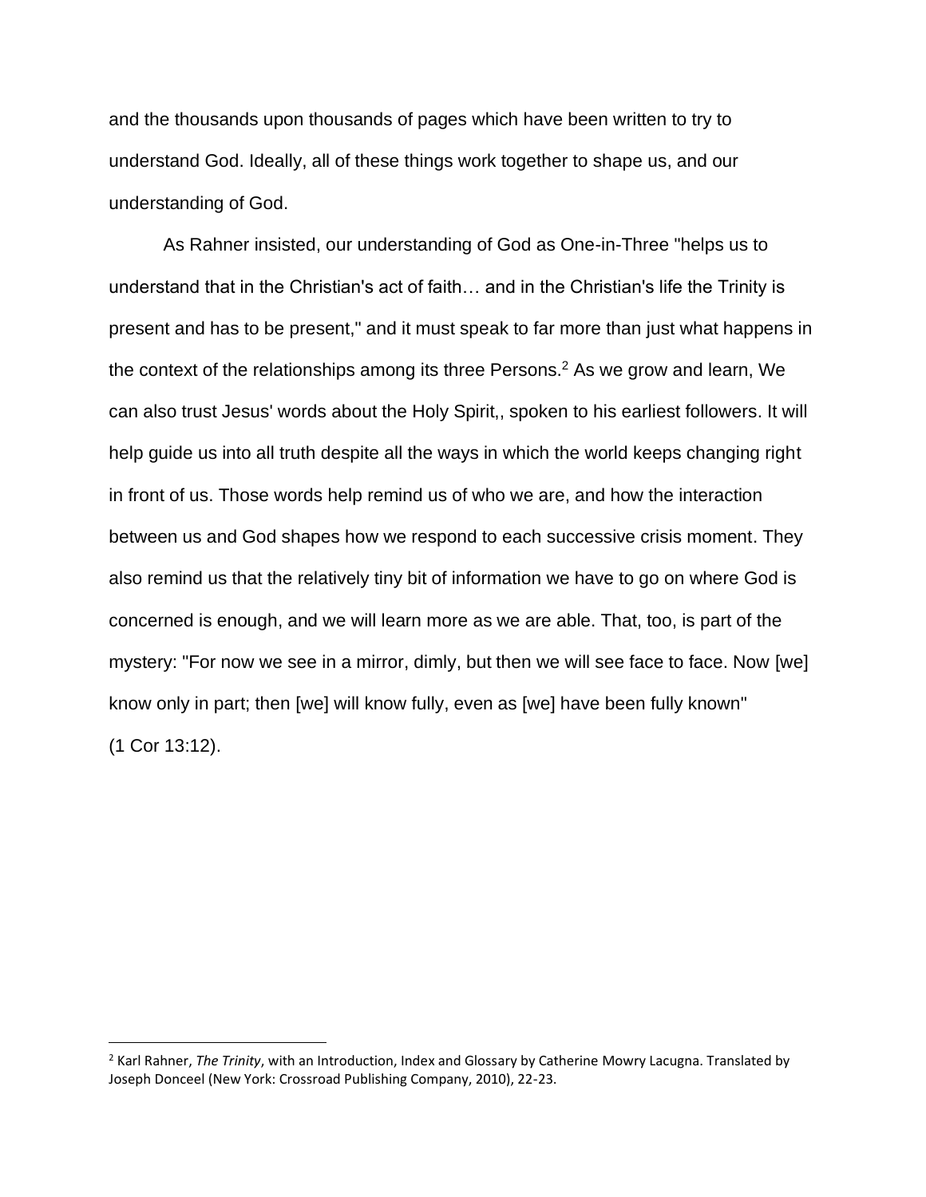and the thousands upon thousands of pages which have been written to try to understand God. Ideally, all of these things work together to shape us, and our understanding of God.

As Rahner insisted, our understanding of God as One-in-Three "helps us to understand that in the Christian's act of faith… and in the Christian's life the Trinity is present and has to be present," and it must speak to far more than just what happens in the context of the relationships among its three Persons.[2] As we grow and learn, We can also trust Jesus' words about the Holy Spirit,, spoken to his earliest followers. It will help guide us into all truth despite all the ways in which the world keeps changing right in front of us. Those words help remind us of who we are, and how the interaction between us and God shapes how we respond to each successive crisis moment. They also remind us that the relatively tiny bit of information we have to go on where God is concerned is enough, and we will learn more as we are able. That, too, is part of the mystery: "For now we see in a mirror, dimly, but then we will see face to face. Now [we] know only in part; then [we] will know fully, even as [we] have been fully known" (1 Cor 13:12).

---

[2] Karl Rahner, *The Trinity*, with an Introduction, Index and Glossary by Catherine Mowry Lacugna. Translated by Joseph Donceel (New York: Crossroad Publishing Company, 2010), 22-23.